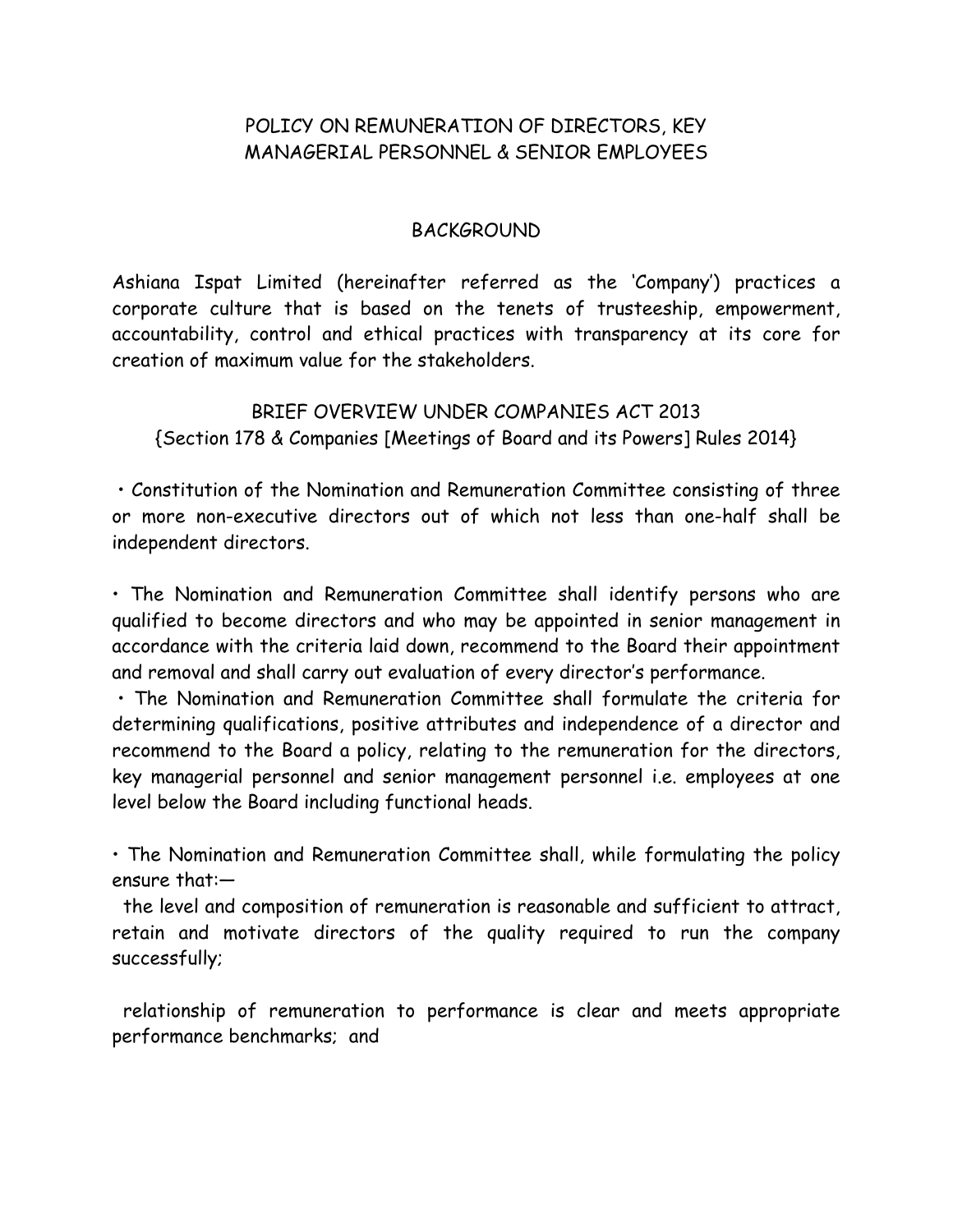# POLICY ON REMUNERATION OF DIRECTORS, KEY MANAGERIAL PERSONNEL & SENIOR EMPLOYEES

## BACKGROUND

Ashiana Ispat Limited (hereinafter referred as the 'Company') practices a corporate culture that is based on the tenets of trusteeship, empowerment, accountability, control and ethical practices with transparency at its core for creation of maximum value for the stakeholders.

## BRIEF OVERVIEW UNDER COMPANIES ACT 2013
{Section 178 & Companies [Meetings of Board and its Powers] Rules 2014}

• Constitution of the Nomination and Remuneration Committee consisting of three or more non-executive directors out of which not less than one-half shall be independent directors.

• The Nomination and Remuneration Committee shall identify persons who are qualified to become directors and who may be appointed in senior management in accordance with the criteria laid down, recommend to the Board their appointment and removal and shall carry out evaluation of every director's performance.

• The Nomination and Remuneration Committee shall formulate the criteria for determining qualifications, positive attributes and independence of a director and recommend to the Board a policy, relating to the remuneration for the directors, key managerial personnel and senior management personnel i.e. employees at one level below the Board including functional heads.

• The Nomination and Remuneration Committee shall, while formulating the policy ensure that:—

the level and composition of remuneration is reasonable and sufficient to attract, retain and motivate directors of the quality required to run the company successfully;

relationship of remuneration to performance is clear and meets appropriate performance benchmarks; and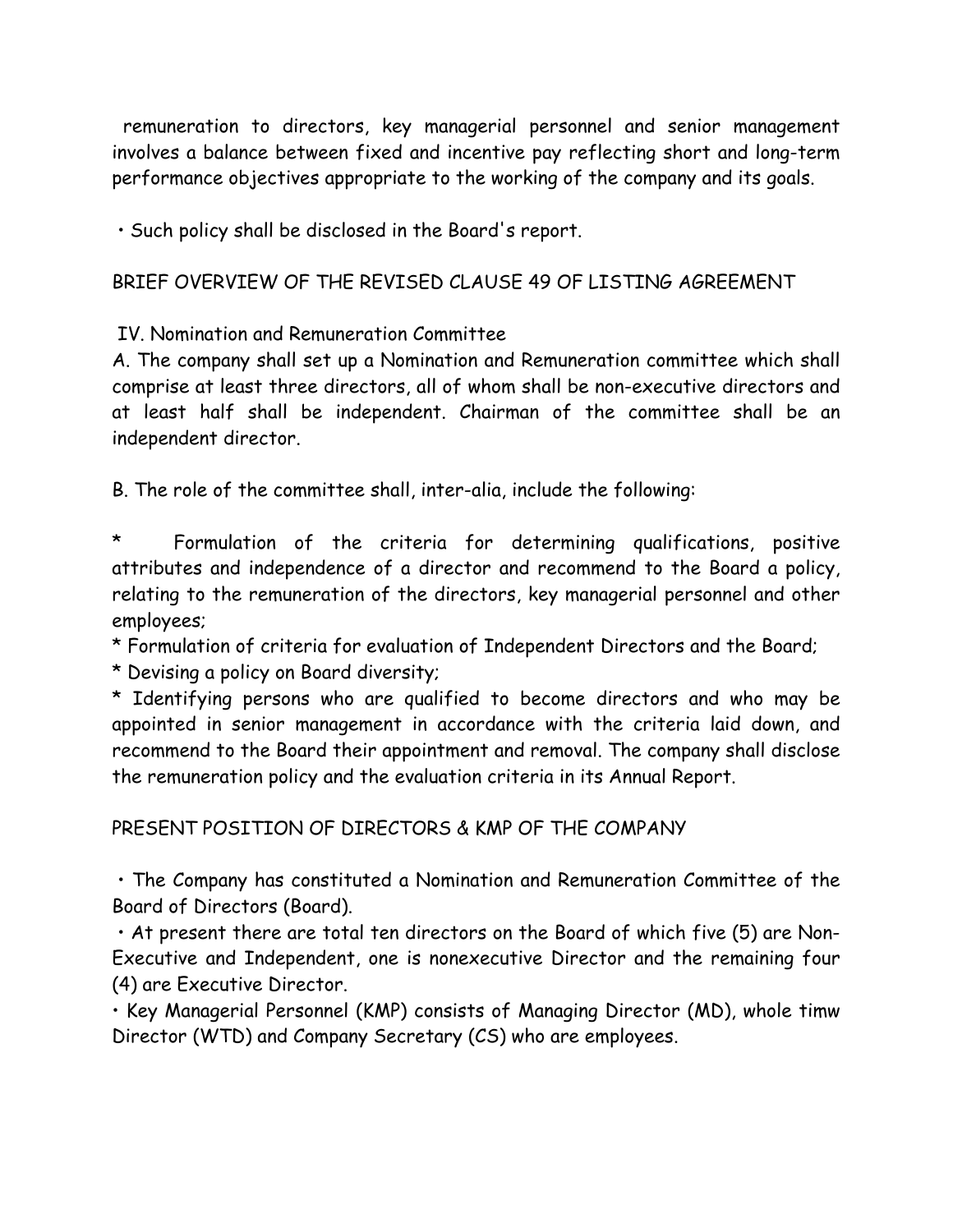remuneration to directors, key managerial personnel and senior management involves a balance between fixed and incentive pay reflecting short and long-term performance objectives appropriate to the working of the company and its goals.

• Such policy shall be disclosed in the Board's report.

## BRIEF OVERVIEW OF THE REVISED CLAUSE 49 OF LISTING AGREEMENT

IV. Nomination and Remuneration Committee

A. The company shall set up a Nomination and Remuneration committee which shall comprise at least three directors, all of whom shall be non-executive directors and at least half shall be independent. Chairman of the committee shall be an independent director.

B. The role of the committee shall, inter-alia, include the following:

* Formulation of the criteria for determining qualifications, positive attributes and independence of a director and recommend to the Board a policy, relating to the remuneration of the directors, key managerial personnel and other employees;
* Formulation of criteria for evaluation of Independent Directors and the Board;
* Devising a policy on Board diversity;
* Identifying persons who are qualified to become directors and who may be appointed in senior management in accordance with the criteria laid down, and recommend to the Board their appointment and removal. The company shall disclose the remuneration policy and the evaluation criteria in its Annual Report.

## PRESENT POSITION OF DIRECTORS & KMP OF THE COMPANY

• The Company has constituted a Nomination and Remuneration Committee of the Board of Directors (Board).

• At present there are total ten directors on the Board of which five (5) are Non-Executive and Independent, one is nonexecutive Director and the remaining four (4) are Executive Director.

• Key Managerial Personnel (KMP) consists of Managing Director (MD), whole timw Director (WTD) and Company Secretary (CS) who are employees.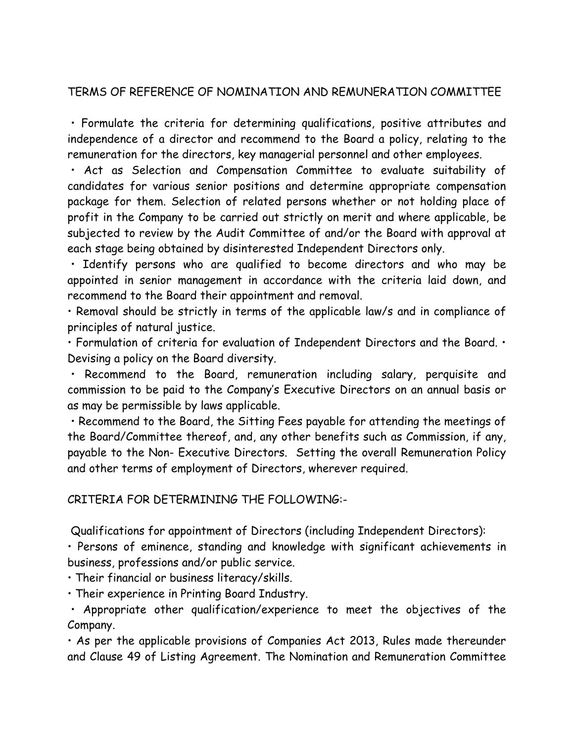## TERMS OF REFERENCE OF NOMINATION AND REMUNERATION COMMITTEE

- Formulate the criteria for determining qualifications, positive attributes and independence of a director and recommend to the Board a policy, relating to the remuneration for the directors, key managerial personnel and other employees.
- Act as Selection and Compensation Committee to evaluate suitability of candidates for various senior positions and determine appropriate compensation package for them. Selection of related persons whether or not holding place of profit in the Company to be carried out strictly on merit and where applicable, be subjected to review by the Audit Committee of and/or the Board with approval at each stage being obtained by disinterested Independent Directors only.
- Identify persons who are qualified to become directors and who may be appointed in senior management in accordance with the criteria laid down, and recommend to the Board their appointment and removal.
- Removal should be strictly in terms of the applicable law/s and in compliance of principles of natural justice.
- Formulation of criteria for evaluation of Independent Directors and the Board. • Devising a policy on the Board diversity.
- Recommend to the Board, remuneration including salary, perquisite and commission to be paid to the Company's Executive Directors on an annual basis or as may be permissible by laws applicable.
- Recommend to the Board, the Sitting Fees payable for attending the meetings of the Board/Committee thereof, and, any other benefits such as Commission, if any, payable to the Non- Executive Directors. Setting the overall Remuneration Policy and other terms of employment of Directors, wherever required.

## CRITERIA FOR DETERMINING THE FOLLOWING:-

Qualifications for appointment of Directors (including Independent Directors):

- Persons of eminence, standing and knowledge with significant achievements in business, professions and/or public service.
- Their financial or business literacy/skills.
- Their experience in Printing Board Industry.
- Appropriate other qualification/experience to meet the objectives of the Company.
- As per the applicable provisions of Companies Act 2013, Rules made thereunder and Clause 49 of Listing Agreement. The Nomination and Remuneration Committee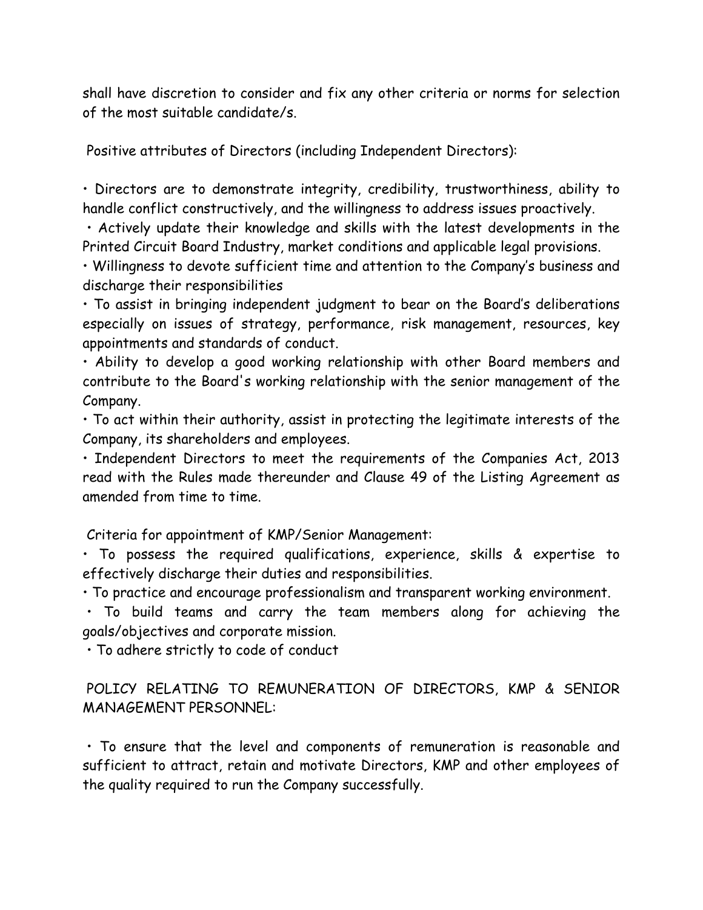shall have discretion to consider and fix any other criteria or norms for selection of the most suitable candidate/s.

Positive attributes of Directors (including Independent Directors):

- Directors are to demonstrate integrity, credibility, trustworthiness, ability to handle conflict constructively, and the willingness to address issues proactively.
- Actively update their knowledge and skills with the latest developments in the Printed Circuit Board Industry, market conditions and applicable legal provisions.
- Willingness to devote sufficient time and attention to the Company's business and discharge their responsibilities
- To assist in bringing independent judgment to bear on the Board's deliberations especially on issues of strategy, performance, risk management, resources, key appointments and standards of conduct.
- Ability to develop a good working relationship with other Board members and contribute to the Board's working relationship with the senior management of the Company.
- To act within their authority, assist in protecting the legitimate interests of the Company, its shareholders and employees.
- Independent Directors to meet the requirements of the Companies Act, 2013 read with the Rules made thereunder and Clause 49 of the Listing Agreement as amended from time to time.

Criteria for appointment of KMP/Senior Management:

- To possess the required qualifications, experience, skills & expertise to effectively discharge their duties and responsibilities.
- To practice and encourage professionalism and transparent working environment.
- To build teams and carry the team members along for achieving the goals/objectives and corporate mission.
- To adhere strictly to code of conduct

POLICY RELATING TO REMUNERATION OF DIRECTORS, KMP & SENIOR MANAGEMENT PERSONNEL:

- To ensure that the level and components of remuneration is reasonable and sufficient to attract, retain and motivate Directors, KMP and other employees of the quality required to run the Company successfully.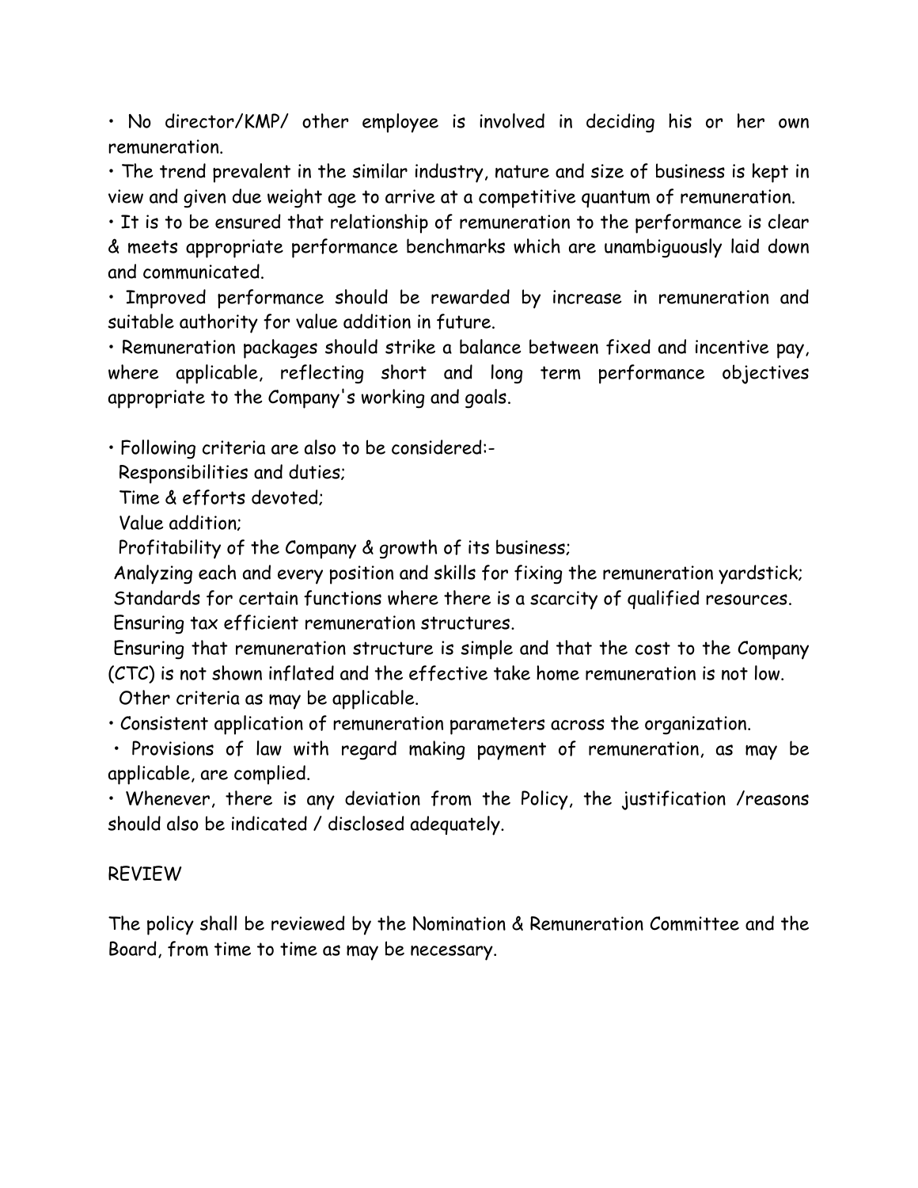• No director/KMP/ other employee is involved in deciding his or her own remuneration.

• The trend prevalent in the similar industry, nature and size of business is kept in view and given due weight age to arrive at a competitive quantum of remuneration.

• It is to be ensured that relationship of remuneration to the performance is clear & meets appropriate performance benchmarks which are unambiguously laid down and communicated.

• Improved performance should be rewarded by increase in remuneration and suitable authority for value addition in future.

• Remuneration packages should strike a balance between fixed and incentive pay, where applicable, reflecting short and long term performance objectives appropriate to the Company's working and goals.

• Following criteria are also to be considered:-

Responsibilities and duties;

Time & efforts devoted;

Value addition;

Profitability of the Company & growth of its business;

Analyzing each and every position and skills for fixing the remuneration yardstick;

Standards for certain functions where there is a scarcity of qualified resources.

Ensuring tax efficient remuneration structures.

Ensuring that remuneration structure is simple and that the cost to the Company (CTC) is not shown inflated and the effective take home remuneration is not low.

Other criteria as may be applicable.

• Consistent application of remuneration parameters across the organization.

• Provisions of law with regard making payment of remuneration, as may be applicable, are complied.

• Whenever, there is any deviation from the Policy, the justification /reasons should also be indicated / disclosed adequately.

## REVIEW

The policy shall be reviewed by the Nomination & Remuneration Committee and the Board, from time to time as may be necessary.